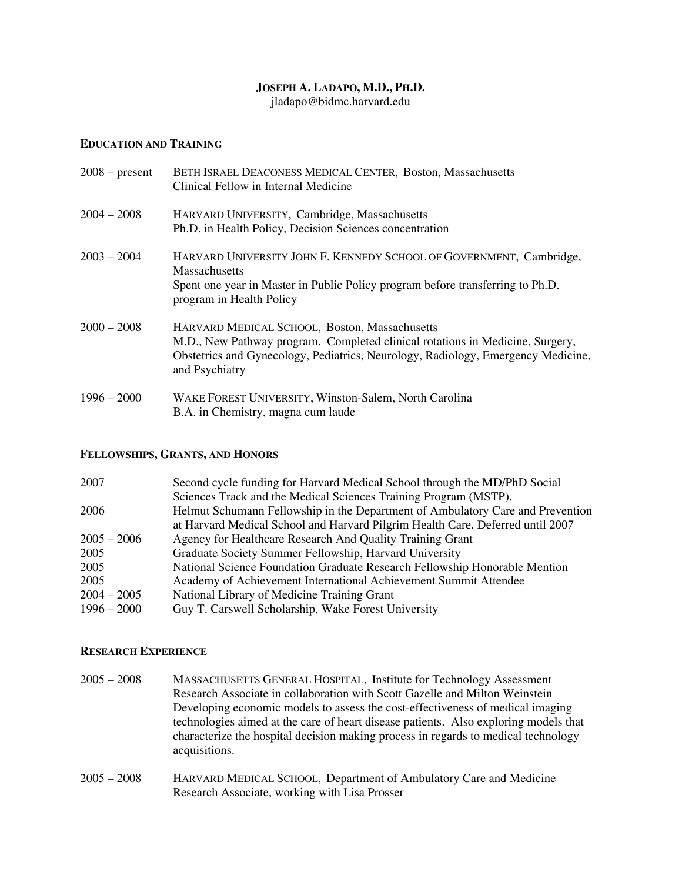**JOSEPH A. LADAPO, M.D., PH.D.**
jladapo@bidmc.harvard.edu

## EDUCATION AND TRAINING

2008 – present — BETH ISRAEL DEACONESS MEDICAL CENTER, Boston, Massachusetts
Clinical Fellow in Internal Medicine

2004 – 2008 — HARVARD UNIVERSITY, Cambridge, Massachusetts
Ph.D. in Health Policy, Decision Sciences concentration

2003 – 2004 — HARVARD UNIVERSITY JOHN F. KENNEDY SCHOOL OF GOVERNMENT, Cambridge, Massachusetts
Spent one year in Master in Public Policy program before transferring to Ph.D. program in Health Policy

2000 – 2008 — HARVARD MEDICAL SCHOOL, Boston, Massachusetts
M.D., New Pathway program. Completed clinical rotations in Medicine, Surgery, Obstetrics and Gynecology, Pediatrics, Neurology, Radiology, Emergency Medicine, and Psychiatry

1996 – 2000 — WAKE FOREST UNIVERSITY, Winston-Salem, North Carolina
B.A. in Chemistry, magna cum laude

## FELLOWSHIPS, GRANTS, AND HONORS

| | |
|---|---|
| 2007 | Second cycle funding for Harvard Medical School through the MD/PhD Social Sciences Track and the Medical Sciences Training Program (MSTP). |
| 2006 | Helmut Schumann Fellowship in the Department of Ambulatory Care and Prevention at Harvard Medical School and Harvard Pilgrim Health Care. Deferred until 2007 |
| 2005 – 2006 | Agency for Healthcare Research And Quality Training Grant |
| 2005 | Graduate Society Summer Fellowship, Harvard University |
| 2005 | National Science Foundation Graduate Research Fellowship Honorable Mention |
| 2005 | Academy of Achievement International Achievement Summit Attendee |
| 2004 – 2005 | National Library of Medicine Training Grant |
| 1996 – 2000 | Guy T. Carswell Scholarship, Wake Forest University |

## RESEARCH EXPERIENCE

2005 – 2008 — MASSACHUSETTS GENERAL HOSPITAL, Institute for Technology Assessment
Research Associate in collaboration with Scott Gazelle and Milton Weinstein
Developing economic models to assess the cost-effectiveness of medical imaging technologies aimed at the care of heart disease patients. Also exploring models that characterize the hospital decision making process in regards to medical technology acquisitions.

2005 – 2008 — HARVARD MEDICAL SCHOOL, Department of Ambulatory Care and Medicine
Research Associate, working with Lisa Prosser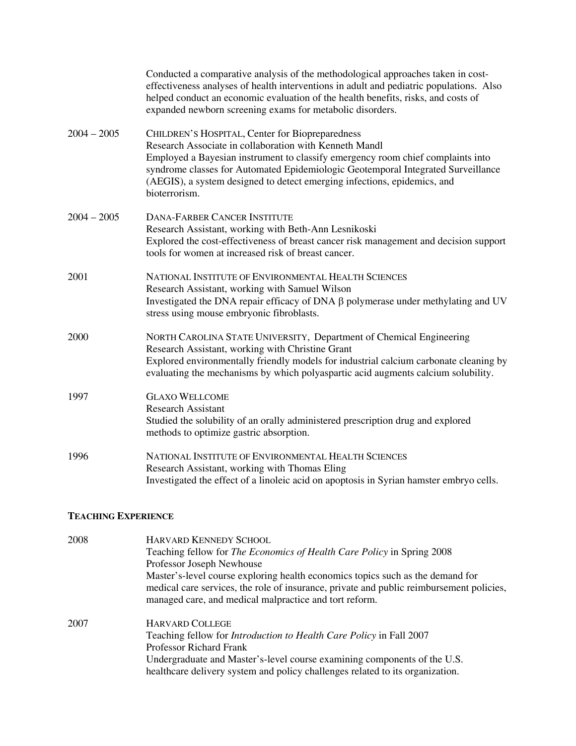Conducted a comparative analysis of the methodological approaches taken in cost-effectiveness analyses of health interventions in adult and pediatric populations. Also helped conduct an economic evaluation of the health benefits, risks, and costs of expanded newborn screening exams for metabolic disorders.

2004 – 2005 CHILDREN'S HOSPITAL, Center for Biopreparedness
Research Associate in collaboration with Kenneth Mandl
Employed a Bayesian instrument to classify emergency room chief complaints into syndrome classes for Automated Epidemiologic Geotemporal Integrated Surveillance (AEGIS), a system designed to detect emerging infections, epidemics, and bioterrorism.

2004 – 2005 DANA-FARBER CANCER INSTITUTE
Research Assistant, working with Beth-Ann Lesnikoski
Explored the cost-effectiveness of breast cancer risk management and decision support tools for women at increased risk of breast cancer.

2001 NATIONAL INSTITUTE OF ENVIRONMENTAL HEALTH SCIENCES
Research Assistant, working with Samuel Wilson
Investigated the DNA repair efficacy of DNA $\beta$ polymerase under methylating and UV stress using mouse embryonic fibroblasts.

2000 NORTH CAROLINA STATE UNIVERSITY, Department of Chemical Engineering
Research Assistant, working with Christine Grant
Explored environmentally friendly models for industrial calcium carbonate cleaning by evaluating the mechanisms by which polyaspartic acid augments calcium solubility.

1997 GLAXO WELLCOME
Research Assistant
Studied the solubility of an orally administered prescription drug and explored methods to optimize gastric absorption.

1996 NATIONAL INSTITUTE OF ENVIRONMENTAL HEALTH SCIENCES
Research Assistant, working with Thomas Eling
Investigated the effect of a linoleic acid on apoptosis in Syrian hamster embryo cells.

## TEACHING EXPERIENCE

2008 HARVARD KENNEDY SCHOOL
Teaching fellow for *The Economics of Health Care Policy* in Spring 2008
Professor Joseph Newhouse
Master's-level course exploring health economics topics such as the demand for medical care services, the role of insurance, private and public reimbursement policies, managed care, and medical malpractice and tort reform.

2007 HARVARD COLLEGE
Teaching fellow for *Introduction to Health Care Policy* in Fall 2007
Professor Richard Frank
Undergraduate and Master's-level course examining components of the U.S. healthcare delivery system and policy challenges related to its organization.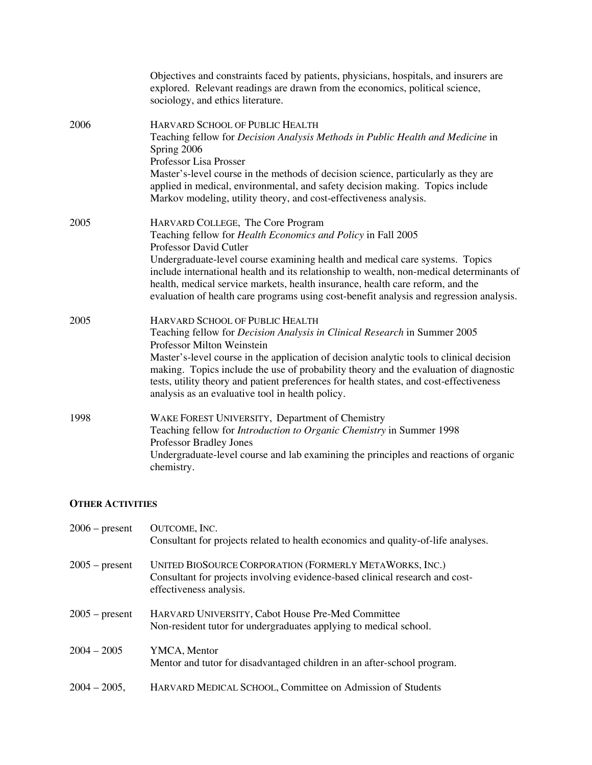Objectives and constraints faced by patients, physicians, hospitals, and insurers are explored. Relevant readings are drawn from the economics, political science, sociology, and ethics literature.

2006 — HARVARD SCHOOL OF PUBLIC HEALTH
Teaching fellow for *Decision Analysis Methods in Public Health and Medicine* in Spring 2006
Professor Lisa Prosser
Master's-level course in the methods of decision science, particularly as they are applied in medical, environmental, and safety decision making. Topics include Markov modeling, utility theory, and cost-effectiveness analysis.

2005 — HARVARD COLLEGE, The Core Program
Teaching fellow for *Health Economics and Policy* in Fall 2005
Professor David Cutler
Undergraduate-level course examining health and medical care systems. Topics include international health and its relationship to wealth, non-medical determinants of health, medical service markets, health insurance, health care reform, and the evaluation of health care programs using cost-benefit analysis and regression analysis.

2005 — HARVARD SCHOOL OF PUBLIC HEALTH
Teaching fellow for *Decision Analysis in Clinical Research* in Summer 2005
Professor Milton Weinstein
Master's-level course in the application of decision analytic tools to clinical decision making. Topics include the use of probability theory and the evaluation of diagnostic tests, utility theory and patient preferences for health states, and cost-effectiveness analysis as an evaluative tool in health policy.

1998 — WAKE FOREST UNIVERSITY, Department of Chemistry
Teaching fellow for *Introduction to Organic Chemistry* in Summer 1998
Professor Bradley Jones
Undergraduate-level course and lab examining the principles and reactions of organic chemistry.

## OTHER ACTIVITIES

2006 – present — OUTCOME, INC.
Consultant for projects related to health economics and quality-of-life analyses.

2005 – present — UNITED BIOSOURCE CORPORATION (FORMERLY METAWORKS, INC.)
Consultant for projects involving evidence-based clinical research and cost-effectiveness analysis.

2005 – present — HARVARD UNIVERSITY, Cabot House Pre-Med Committee
Non-resident tutor for undergraduates applying to medical school.

2004 – 2005 — YMCA, Mentor
Mentor and tutor for disadvantaged children in an after-school program.

2004 – 2005, — HARVARD MEDICAL SCHOOL, Committee on Admission of Students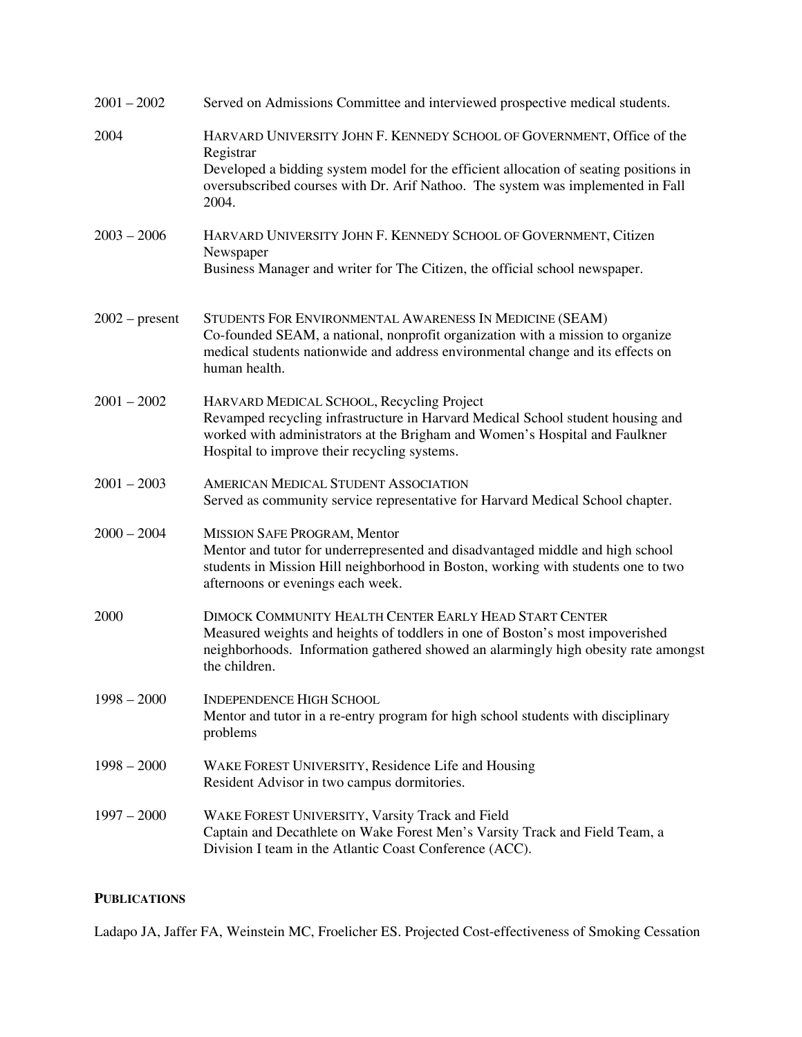2001 – 2002 Served on Admissions Committee and interviewed prospective medical students.

2004 HARVARD UNIVERSITY JOHN F. KENNEDY SCHOOL OF GOVERNMENT, Office of the Registrar
Developed a bidding system model for the efficient allocation of seating positions in oversubscribed courses with Dr. Arif Nathoo. The system was implemented in Fall 2004.

2003 – 2006 HARVARD UNIVERSITY JOHN F. KENNEDY SCHOOL OF GOVERNMENT, Citizen Newspaper
Business Manager and writer for The Citizen, the official school newspaper.

2002 – present STUDENTS FOR ENVIRONMENTAL AWARENESS IN MEDICINE (SEAM)
Co-founded SEAM, a national, nonprofit organization with a mission to organize medical students nationwide and address environmental change and its effects on human health.

2001 – 2002 HARVARD MEDICAL SCHOOL, Recycling Project
Revamped recycling infrastructure in Harvard Medical School student housing and worked with administrators at the Brigham and Women's Hospital and Faulkner Hospital to improve their recycling systems.

2001 – 2003 AMERICAN MEDICAL STUDENT ASSOCIATION
Served as community service representative for Harvard Medical School chapter.

2000 – 2004 MISSION SAFE PROGRAM, Mentor
Mentor and tutor for underrepresented and disadvantaged middle and high school students in Mission Hill neighborhood in Boston, working with students one to two afternoons or evenings each week.

2000 DIMOCK COMMUNITY HEALTH CENTER EARLY HEAD START CENTER
Measured weights and heights of toddlers in one of Boston's most impoverished neighborhoods. Information gathered showed an alarmingly high obesity rate amongst the children.

1998 – 2000 INDEPENDENCE HIGH SCHOOL
Mentor and tutor in a re-entry program for high school students with disciplinary problems

1998 – 2000 WAKE FOREST UNIVERSITY, Residence Life and Housing
Resident Advisor in two campus dormitories.

1997 – 2000 WAKE FOREST UNIVERSITY, Varsity Track and Field
Captain and Decathlete on Wake Forest Men's Varsity Track and Field Team, a Division I team in the Atlantic Coast Conference (ACC).

**PUBLICATIONS**

Ladapo JA, Jaffer FA, Weinstein MC, Froelicher ES. Projected Cost-effectiveness of Smoking Cessation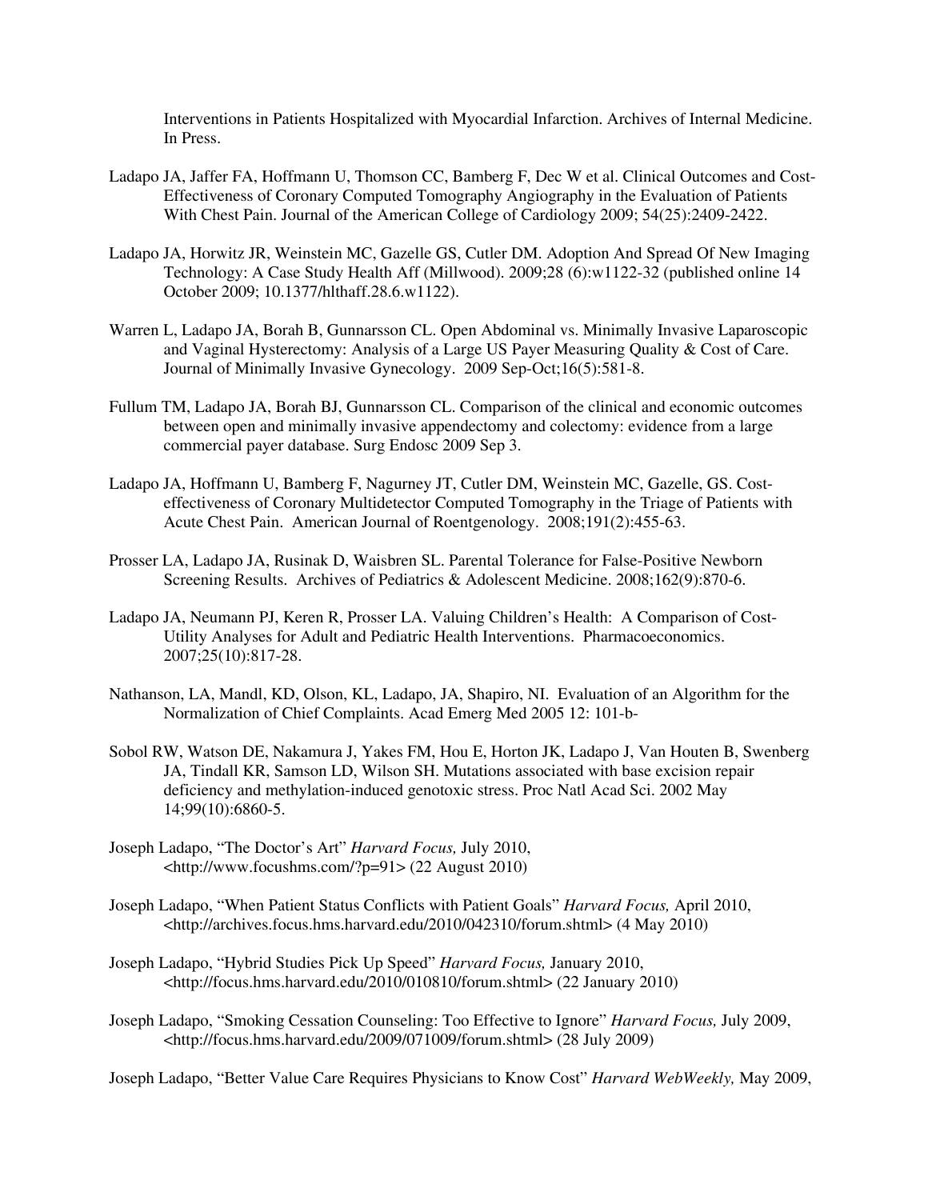Interventions in Patients Hospitalized with Myocardial Infarction. Archives of Internal Medicine. In Press.

Ladapo JA, Jaffer FA, Hoffmann U, Thomson CC, Bamberg F, Dec W et al. Clinical Outcomes and Cost-Effectiveness of Coronary Computed Tomography Angiography in the Evaluation of Patients With Chest Pain. Journal of the American College of Cardiology 2009; 54(25):2409-2422.

Ladapo JA, Horwitz JR, Weinstein MC, Gazelle GS, Cutler DM. Adoption And Spread Of New Imaging Technology: A Case Study Health Aff (Millwood). 2009;28 (6):w1122-32 (published online 14 October 2009; 10.1377/hlthaff.28.6.w1122).

Warren L, Ladapo JA, Borah B, Gunnarsson CL. Open Abdominal vs. Minimally Invasive Laparoscopic and Vaginal Hysterectomy: Analysis of a Large US Payer Measuring Quality & Cost of Care. Journal of Minimally Invasive Gynecology. 2009 Sep-Oct;16(5):581-8.

Fullum TM, Ladapo JA, Borah BJ, Gunnarsson CL. Comparison of the clinical and economic outcomes between open and minimally invasive appendectomy and colectomy: evidence from a large commercial payer database. Surg Endosc 2009 Sep 3.

Ladapo JA, Hoffmann U, Bamberg F, Nagurney JT, Cutler DM, Weinstein MC, Gazelle, GS. Cost-effectiveness of Coronary Multidetector Computed Tomography in the Triage of Patients with Acute Chest Pain. American Journal of Roentgenology. 2008;191(2):455-63.

Prosser LA, Ladapo JA, Rusinak D, Waisbren SL. Parental Tolerance for False-Positive Newborn Screening Results. Archives of Pediatrics & Adolescent Medicine. 2008;162(9):870-6.

Ladapo JA, Neumann PJ, Keren R, Prosser LA. Valuing Children's Health: A Comparison of Cost-Utility Analyses for Adult and Pediatric Health Interventions. Pharmacoeconomics. 2007;25(10):817-28.

Nathanson, LA, Mandl, KD, Olson, KL, Ladapo, JA, Shapiro, NI. Evaluation of an Algorithm for the Normalization of Chief Complaints. Acad Emerg Med 2005 12: 101-b-

Sobol RW, Watson DE, Nakamura J, Yakes FM, Hou E, Horton JK, Ladapo J, Van Houten B, Swenberg JA, Tindall KR, Samson LD, Wilson SH. Mutations associated with base excision repair deficiency and methylation-induced genotoxic stress. Proc Natl Acad Sci. 2002 May 14;99(10):6860-5.

Joseph Ladapo, "The Doctor's Art" *Harvard Focus,* July 2010, <http://www.focushms.com/?p=91> (22 August 2010)

Joseph Ladapo, "When Patient Status Conflicts with Patient Goals" *Harvard Focus,* April 2010, <http://archives.focus.hms.harvard.edu/2010/042310/forum.shtml> (4 May 2010)

Joseph Ladapo, "Hybrid Studies Pick Up Speed" *Harvard Focus,* January 2010, <http://focus.hms.harvard.edu/2010/010810/forum.shtml> (22 January 2010)

Joseph Ladapo, "Smoking Cessation Counseling: Too Effective to Ignore" *Harvard Focus,* July 2009, <http://focus.hms.harvard.edu/2009/071009/forum.shtml> (28 July 2009)

Joseph Ladapo, "Better Value Care Requires Physicians to Know Cost" *Harvard WebWeekly,* May 2009,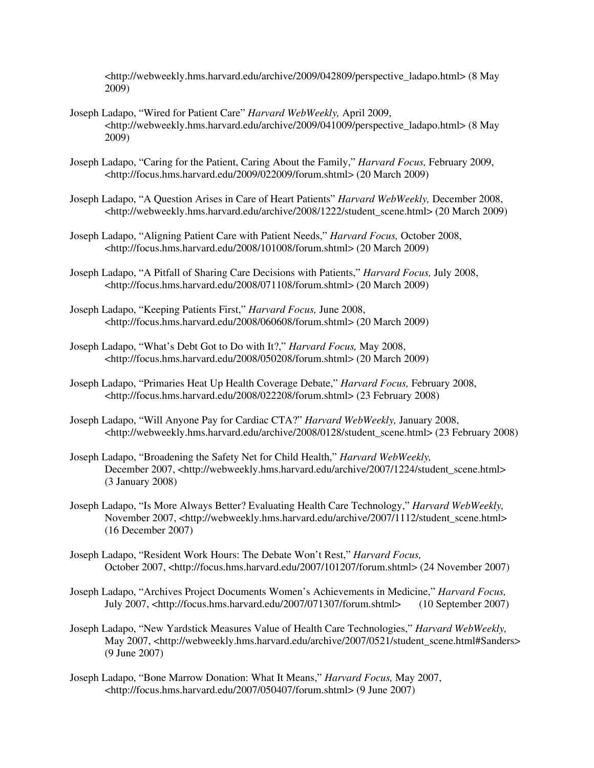<http://webweekly.hms.harvard.edu/archive/2009/042809/perspective_ladapo.html> (8 May 2009)

Joseph Ladapo, “Wired for Patient Care” *Harvard WebWeekly,* April 2009, <http://webweekly.hms.harvard.edu/archive/2009/041009/perspective_ladapo.html> (8 May 2009)

Joseph Ladapo, “Caring for the Patient, Caring About the Family,” *Harvard Focus,* February 2009, <http://focus.hms.harvard.edu/2009/022009/forum.shtml> (20 March 2009)

Joseph Ladapo, “A Question Arises in Care of Heart Patients” *Harvard WebWeekly,* December 2008, <http://webweekly.hms.harvard.edu/archive/2008/1222/student_scene.html> (20 March 2009)

Joseph Ladapo, “Aligning Patient Care with Patient Needs,” *Harvard Focus,* October 2008, <http://focus.hms.harvard.edu/2008/101008/forum.shtml> (20 March 2009)

Joseph Ladapo, “A Pitfall of Sharing Care Decisions with Patients,” *Harvard Focus,* July 2008, <http://focus.hms.harvard.edu/2008/071108/forum.shtml> (20 March 2009)

Joseph Ladapo, “Keeping Patients First,” *Harvard Focus,* June 2008, <http://focus.hms.harvard.edu/2008/060608/forum.shtml> (20 March 2009)

Joseph Ladapo, “What’s Debt Got to Do with It?,” *Harvard Focus,* May 2008, <http://focus.hms.harvard.edu/2008/050208/forum.shtml> (20 March 2009)

Joseph Ladapo, “Primaries Heat Up Health Coverage Debate,” *Harvard Focus,* February 2008, <http://focus.hms.harvard.edu/2008/022208/forum.shtml> (23 February 2008)

Joseph Ladapo, “Will Anyone Pay for Cardiac CTA?” *Harvard WebWeekly,* January 2008, <http://webweekly.hms.harvard.edu/archive/2008/0128/student_scene.html> (23 February 2008)

Joseph Ladapo, “Broadening the Safety Net for Child Health,” *Harvard WebWeekly,* December 2007, <http://webweekly.hms.harvard.edu/archive/2007/1224/student_scene.html> (3 January 2008)

Joseph Ladapo, “Is More Always Better? Evaluating Health Care Technology,” *Harvard WebWeekly,* November 2007, <http://webweekly.hms.harvard.edu/archive/2007/1112/student_scene.html> (16 December 2007)

Joseph Ladapo, “Resident Work Hours: The Debate Won’t Rest,” *Harvard Focus,* October 2007, <http://focus.hms.harvard.edu/2007/101207/forum.shtml> (24 November 2007)

Joseph Ladapo, “Archives Project Documents Women’s Achievements in Medicine,” *Harvard Focus,* July 2007, <http://focus.hms.harvard.edu/2007/071307/forum.shtml> (10 September 2007)

Joseph Ladapo, “New Yardstick Measures Value of Health Care Technologies,” *Harvard WebWeekly,* May 2007, <http://webweekly.hms.harvard.edu/archive/2007/0521/student_scene.html#Sanders> (9 June 2007)

Joseph Ladapo, “Bone Marrow Donation: What It Means,” *Harvard Focus,* May 2007, <http://focus.hms.harvard.edu/2007/050407/forum.shtml> (9 June 2007)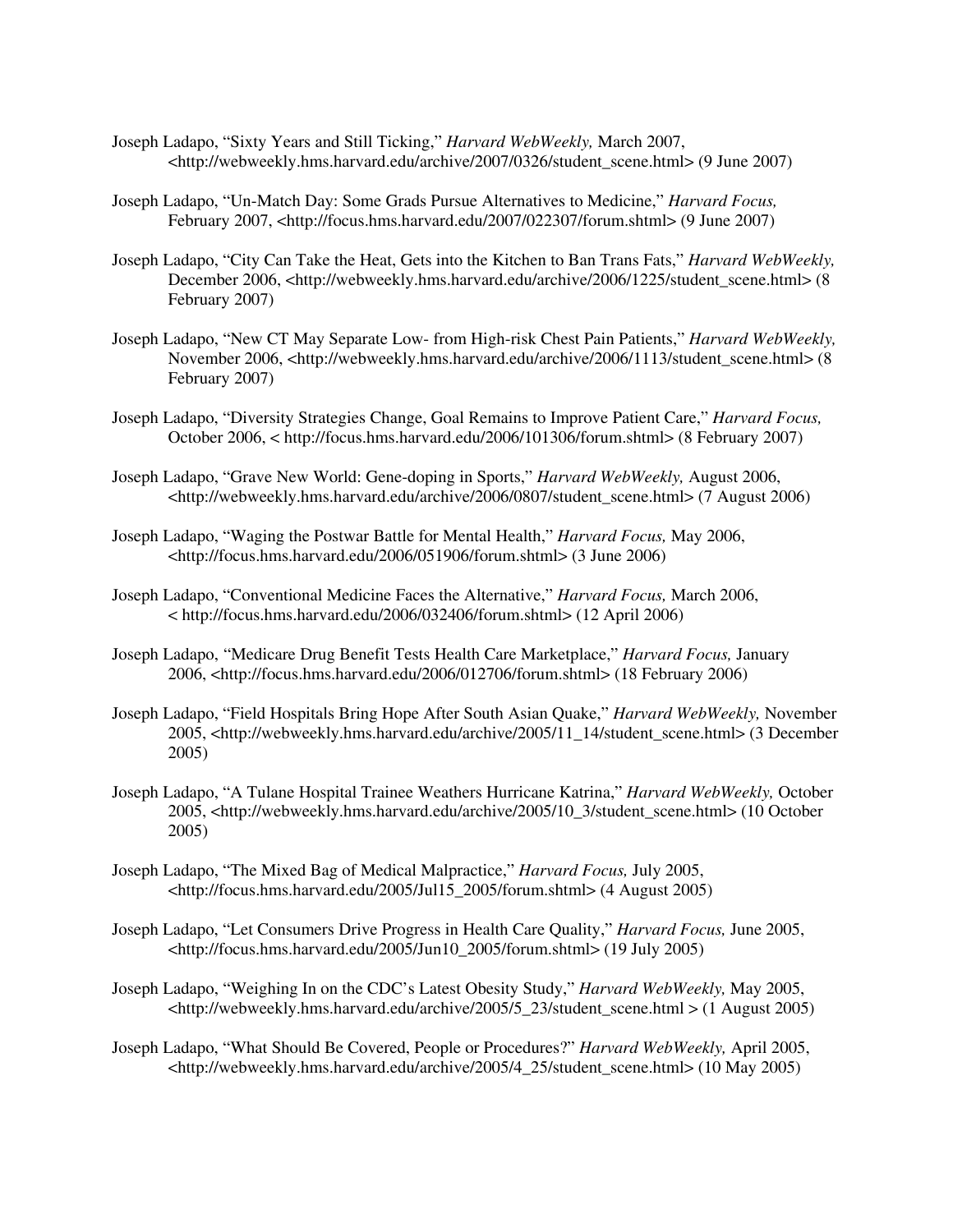Joseph Ladapo, "Sixty Years and Still Ticking," *Harvard WebWeekly,* March 2007, <http://webweekly.hms.harvard.edu/archive/2007/0326/student_scene.html> (9 June 2007)

Joseph Ladapo, "Un-Match Day: Some Grads Pursue Alternatives to Medicine," *Harvard Focus,* February 2007, <http://focus.hms.harvard.edu/2007/022307/forum.shtml> (9 June 2007)

Joseph Ladapo, "City Can Take the Heat, Gets into the Kitchen to Ban Trans Fats," *Harvard WebWeekly,* December 2006, <http://webweekly.hms.harvard.edu/archive/2006/1225/student_scene.html> (8 February 2007)

Joseph Ladapo, "New CT May Separate Low- from High-risk Chest Pain Patients," *Harvard WebWeekly,* November 2006, <http://webweekly.hms.harvard.edu/archive/2006/1113/student_scene.html> (8 February 2007)

Joseph Ladapo, "Diversity Strategies Change, Goal Remains to Improve Patient Care," *Harvard Focus,* October 2006, < http://focus.hms.harvard.edu/2006/101306/forum.shtml> (8 February 2007)

Joseph Ladapo, "Grave New World: Gene-doping in Sports," *Harvard WebWeekly,* August 2006, <http://webweekly.hms.harvard.edu/archive/2006/0807/student_scene.html> (7 August 2006)

Joseph Ladapo, "Waging the Postwar Battle for Mental Health," *Harvard Focus,* May 2006, <http://focus.hms.harvard.edu/2006/051906/forum.shtml> (3 June 2006)

Joseph Ladapo, "Conventional Medicine Faces the Alternative," *Harvard Focus,* March 2006, < http://focus.hms.harvard.edu/2006/032406/forum.shtml> (12 April 2006)

Joseph Ladapo, "Medicare Drug Benefit Tests Health Care Marketplace," *Harvard Focus,* January 2006, <http://focus.hms.harvard.edu/2006/012706/forum.shtml> (18 February 2006)

Joseph Ladapo, "Field Hospitals Bring Hope After South Asian Quake," *Harvard WebWeekly,* November 2005, <http://webweekly.hms.harvard.edu/archive/2005/11_14/student_scene.html> (3 December 2005)

Joseph Ladapo, "A Tulane Hospital Trainee Weathers Hurricane Katrina," *Harvard WebWeekly,* October 2005, <http://webweekly.hms.harvard.edu/archive/2005/10_3/student_scene.html> (10 October 2005)

Joseph Ladapo, "The Mixed Bag of Medical Malpractice," *Harvard Focus,* July 2005, <http://focus.hms.harvard.edu/2005/Jul15_2005/forum.shtml> (4 August 2005)

Joseph Ladapo, "Let Consumers Drive Progress in Health Care Quality," *Harvard Focus,* June 2005, <http://focus.hms.harvard.edu/2005/Jun10_2005/forum.shtml> (19 July 2005)

Joseph Ladapo, "Weighing In on the CDC's Latest Obesity Study," *Harvard WebWeekly,* May 2005, <http://webweekly.hms.harvard.edu/archive/2005/5_23/student_scene.html > (1 August 2005)

Joseph Ladapo, "What Should Be Covered, People or Procedures?" *Harvard WebWeekly,* April 2005, <http://webweekly.hms.harvard.edu/archive/2005/4_25/student_scene.html> (10 May 2005)